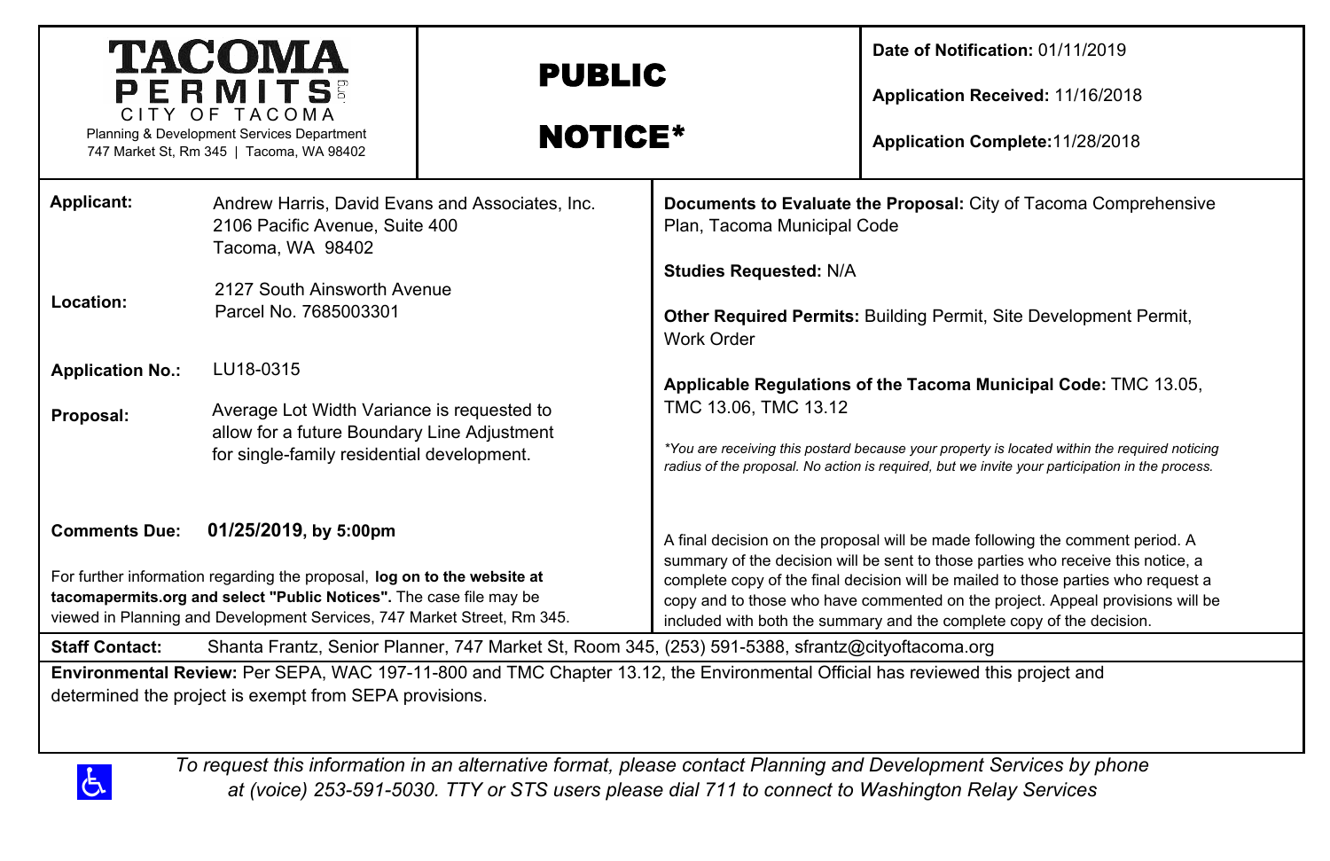# TACOMA PERMITS

CITY OF TACOMA
Planning & Development Services Department
747 Market St, Rm 345 | Tacoma, WA 98402

# PUBLIC NOTICE*

**Date of Notification:** 01/11/2019

**Application Received:** 11/16/2018

**Application Complete:** 11/28/2018

**Applicant:** Andrew Harris, David Evans and Associates, Inc.
2106 Pacific Avenue, Suite 400
Tacoma, WA 98402

**Location:** 2127 South Ainsworth Avenue
Parcel No. 7685003301

**Application No.:** LU18-0315

**Proposal:** Average Lot Width Variance is requested to allow for a future Boundary Line Adjustment for single-family residential development.

**Comments Due:** **01/25/2019, by 5:00pm**

For further information regarding the proposal, **log on to the website at tacomapermits.org and select "Public Notices".** The case file may be viewed in Planning and Development Services, 747 Market Street, Rm 345.

**Documents to Evaluate the Proposal:** City of Tacoma Comprehensive Plan, Tacoma Municipal Code

**Studies Requested:** N/A

**Other Required Permits:** Building Permit, Site Development Permit, Work Order

**Applicable Regulations of the Tacoma Municipal Code:** TMC 13.05, TMC 13.06, TMC 13.12

*\*You are receiving this postard because your property is located within the required noticing radius of the proposal. No action is required, but we invite your participation in the process.*

A final decision on the proposal will be made following the comment period. A summary of the decision will be sent to those parties who receive this notice, a complete copy of the final decision will be mailed to those parties who request a copy and to those who have commented on the project. Appeal provisions will be included with both the summary and the complete copy of the decision.

**Staff Contact:** Shanta Frantz, Senior Planner, 747 Market St, Room 345, (253) 591-5388, sfrantz@cityoftacoma.org

**Environmental Review:** Per SEPA, WAC 197-11-800 and TMC Chapter 13.12, the Environmental Official has reviewed this project and determined the project is exempt from SEPA provisions.

*To request this information in an alternative format, please contact Planning and Development Services by phone at (voice) 253-591-5030. TTY or STS users please dial 711 to connect to Washington Relay Services*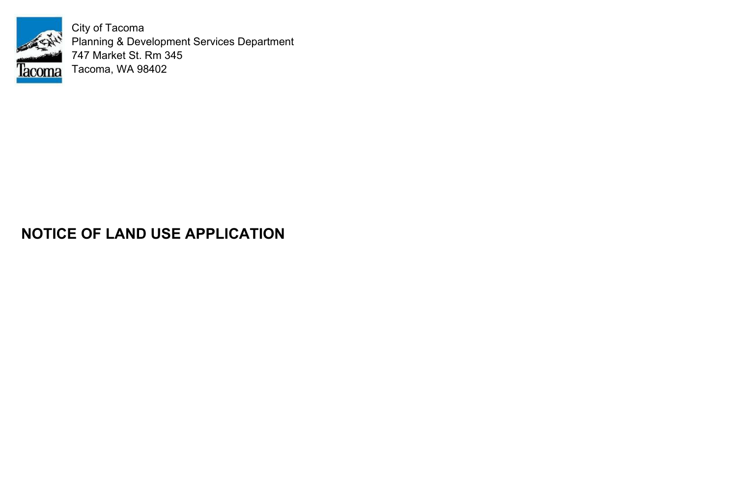City of Tacoma
Planning & Development Services Department
747 Market St. Rm 345
Tacoma, WA 98402

# NOTICE OF LAND USE APPLICATION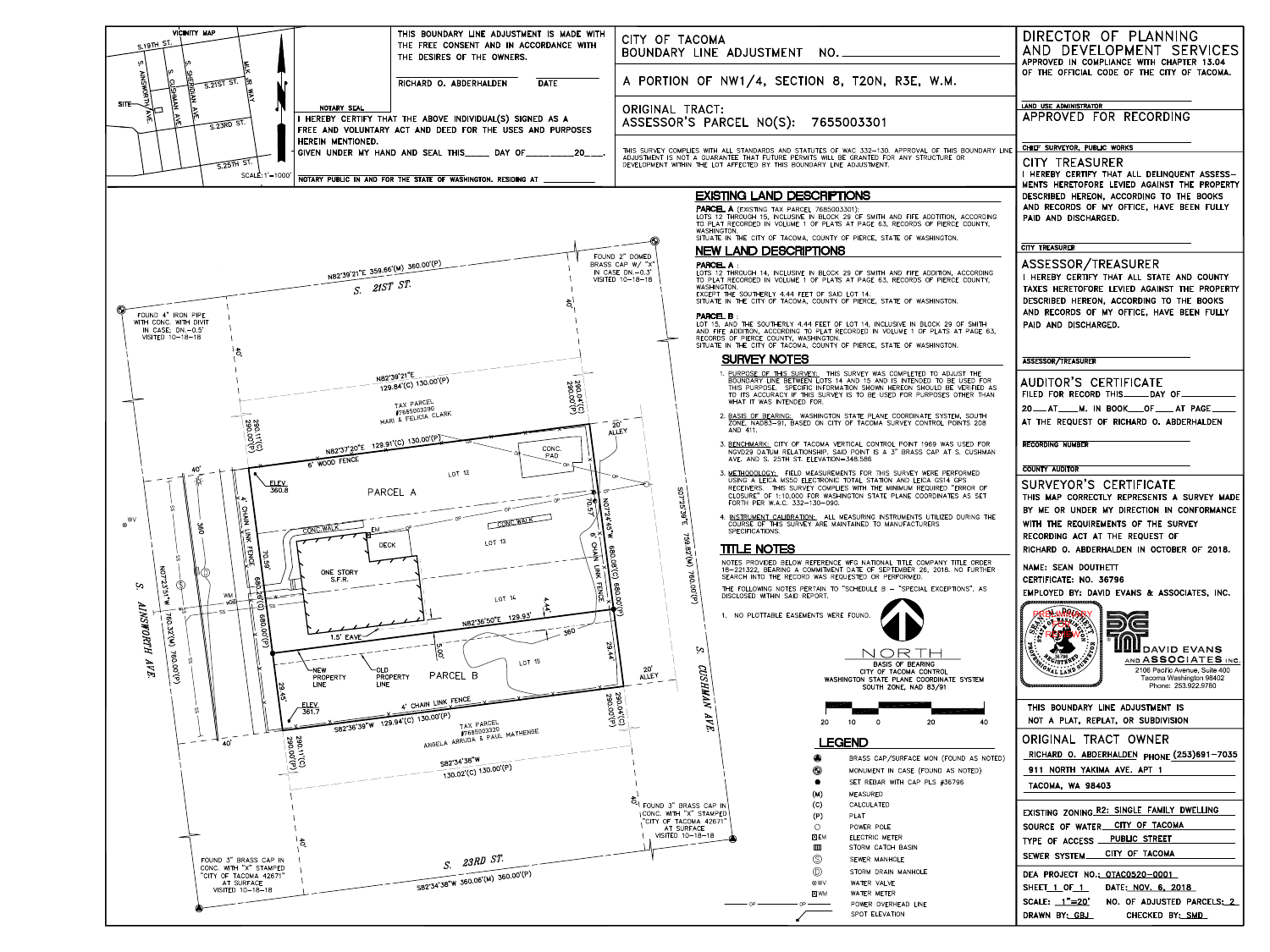# CITY OF TACOMA
## BOUNDARY LINE ADJUSTMENT NO. ____________

## A PORTION OF NW1/4, SECTION 8, T20N, R3E, W.M.

ORIGINAL TRACT:
ASSESSOR'S PARCEL NO(S): 7655003301

THIS SURVEY COMPLIES WITH ALL STANDARDS AND STATUTES OF WAC 332-130. APPROVAL OF THIS BOUNDARY LINE ADJUSTMENT IS NOT A GUARANTEE THAT FUTURE PERMITS WILL BE GRANTED FOR ANY STRUCTURE OR DEVELOPMENT WITHIN THE LOT AFFECTED BY THIS BOUNDARY LINE ADJUSTMENT.

VICINITY MAP — SCALE: 1"=1000'
S. 19TH ST., S. 21ST ST., S. 23RD ST., S. 25TH ST., S. AINSWORTH AVE., S. CUSHMAN AVE., S. SHERIDAN AVE., M.L.K. JR WAY, SITE

THIS BOUNDARY LINE ADJUSTMENT IS MADE WITH THE FREE CONSENT AND IN ACCORDANCE WITH THE DESIRES OF THE OWNERS.

RICHARD O. ABDERHALDEN ____________ DATE

NOTARY SEAL

I HEREBY CERTIFY THAT THE ABOVE INDIVIDUAL(S) SIGNED AS A FREE AND VOLUNTARY ACT AND DEED FOR THE USES AND PURPOSES HEREIN MENTIONED.
GIVEN UNDER MY HAND AND SEAL THIS____ DAY OF__________20___.

NOTARY PUBLIC IN AND FOR THE STATE OF WASHINGTON. RESIDING AT ____________

## DIRECTOR OF PLANNING AND DEVELOPMENT SERVICES

APPROVED IN COMPLIANCE WITH CHAPTER 13.04 OF THE OFFICIAL CODE OF THE CITY OF TACOMA.

LAND USE ADMINISTRATOR

APPROVED FOR RECORDING

CHIEF SURVEYOR, PUBLIC WORKS

## CITY TREASURER

I HEREBY CERTIFY THAT ALL DELINQUENT ASSESSMENTS HERETOFORE LEVIED AGAINST THE PROPERTY DESCRIBED HEREON, ACCORDING TO THE BOOKS AND RECORDS OF MY OFFICE, HAVE BEEN FULLY PAID AND DISCHARGED.

CITY TREASURER

## ASSESSOR/TREASURER

I HEREBY CERTIFY THAT ALL STATE AND COUNTY TAXES HERETOFORE LEVIED AGAINST THE PROPERTY DESCRIBED HEREON, ACCORDING TO THE BOOKS AND RECORDS OF MY OFFICE, HAVE BEEN FULLY PAID AND DISCHARGED.

ASSESSOR/TREASURER

## AUDITOR'S CERTIFICATE

FILED FOR RECORD THIS_____DAY OF__________
20___AT___M. IN BOOK___OF___AT PAGE_____
AT THE REQUEST OF RICHARD O. ABDERHALDEN

RECORDING NUMBER

COUNTY AUDITOR

## SURVEYOR'S CERTIFICATE

THIS MAP CORRECTLY REPRESENTS A SURVEY MADE BY ME OR UNDER MY DIRECTION IN CONFORMANCE WITH THE REQUIREMENTS OF THE SURVEY RECORDING ACT AT THE REQUEST OF RICHARD O. ABDERHALDEN IN OCTOBER OF 2018.

NAME: SEAN DOUTHETT
CERTIFICATE NO. 36796
EMPLOYED BY: DAVID EVANS & ASSOCIATES, INC.

PRELIMINARY FOR REVIEW

DAVID EVANS AND ASSOCIATES INC.
2106 Pacific Avenue, Suite 400
Tacoma Washington 98402
Phone: 253.922.9780

THIS BOUNDARY LINE ADJUSTMENT IS NOT A PLAT, REPLAT, OR SUBDIVISION

## ORIGINAL TRACT OWNER

RICHARD O. ABDERHALDEN PHONE (253)691-7035
911 NORTH YAKIMA AVE. APT 1
TACOMA, WA 98403

EXISTING ZONING R2: SINGLE FAMILY DWELLING
SOURCE OF WATER CITY OF TACOMA
TYPE OF ACCESS PUBLIC STREET
SEWER SYSTEM CITY OF TACOMA

DEA PROJECT NO.: OTAC0520-0001
SHEET 1 OF 1 DATE: NOV. 6, 2018
SCALE: 1"=20' NO. OF ADJUSTED PARCELS: 2
DRAWN BY: GBJ CHECKED BY: SMD

## EXISTING LAND DESCRIPTIONS

**PARCEL A** (EXISTING TAX PARCEL 7685003301):
LOTS 12 THROUGH 15, INCLUSIVE IN BLOCK 29 OF SMITH AND FIFE ADDITION, ACCORDING TO PLAT RECORDED IN VOLUME 1 OF PLATS AT PAGE 63, RECORDS OF PIERCE COUNTY, WASHINGTON.
SITUATE IN THE CITY OF TACOMA, COUNTY OF PIERCE, STATE OF WASHINGTON.

## NEW LAND DESCRIPTIONS

**PARCEL A**:
LOTS 12 THROUGH 14, INCLUSIVE IN BLOCK 29 OF SMITH AND FIFE ADDITION, ACCORDING TO PLAT RECORDED IN VOLUME 1 OF PLATS AT PAGE 63, RECORDS OF PIERCE COUNTY, WASHINGTON.
EXCEPT THE SOUTHERLY 4.44 FEET OF SAID LOT 14.
SITUATE IN THE CITY OF TACOMA, COUNTY OF PIERCE, STATE OF WASHINGTON.

**PARCEL B**:
LOT 15, AND THE SOUTHERLY 4.44 FEET OF LOT 14, INCLUSIVE IN BLOCK 29 OF SMITH AND FIFE ADDITION, ACCORDING TO PLAT RECORDED IN VOLUME 1 OF PLATS AT PAGE 63, RECORDS OF PIERCE COUNTY, WASHINGTON.
SITUATE IN THE CITY OF TACOMA, COUNTY OF PIERCE, STATE OF WASHINGTON.

## SURVEY NOTES

1. PURPOSE OF THIS SURVEY: THIS SURVEY WAS COMPLETED TO ADJUST THE BOUNDARY LINE BETWEEN LOTS 14 AND 15 AND IS INTENDED TO BE USED FOR THIS PURPOSE. SPECIFIC INFORMATION SHOWN HEREON SHOULD BE VERIFIED AS TO ITS ACCURACY IF THIS SURVEY IS TO BE USED FOR PURPOSES OTHER THAN WHAT IT WAS INTENDED FOR.
2. BASIS OF BEARING: WASHINGTON STATE PLANE COORDINATE SYSTEM, SOUTH ZONE, NAD83-91, BASED ON CITY OF TACOMA SURVEY CONTROL POINTS 208 AND 411.
3. BENCHMARK: CITY OF TACOMA VERTICAL CONTROL POINT 1969 WAS USED FOR NGVD29 DATUM RELATIONSHIP. SAID POINT IS A 3" BRASS CAP AT S. CUSHMAN AVE. AND S. 25TH ST. ELEVATION=348.586
4. METHODOLOGY: FIELD MEASUREMENTS FOR THIS SURVEY WERE PERFORMED USING A LEICA MS50 ELECTRONIC TOTAL STATION AND LEICA GS14 GPS RECEIVERS. THIS SURVEY COMPLIES WITH THE MINIMUM REQUIRED "ERROR OF CLOSURE" OF 1:10,000 FOR WASHINGTON STATE PLANE COORDINATES AS SET FORTH PER W.A.C. 332-130-090.
5. INSTRUMENT CALIBRATION: ALL MEASURING INSTRUMENTS UTILIZED DURING THE COURSE OF THIS SURVEY ARE MAINTAINED TO MANUFACTURERS SPECIFICATIONS.

## TITLE NOTES

NOTES PROVIDED BELOW REFERENCE WFG NATIONAL TITLE COMPANY TITLE ORDER 18-221322, BEARING A COMMITMENT DATE OF SEPTEMBER 26, 2018. NO FURTHER SEARCH INTO THE RECORD WAS REQUESTED OR PERFORMED.

THE FOLLOWING NOTES PERTAIN TO "SCHEDULE B - "SPECIAL EXCEPTIONS", AS DISCLOSED WITHIN SAID REPORT.

1. NO PLOTTABLE EASEMENTS WERE FOUND.

NORTH
BASIS OF BEARING
CITY OF TACOMA CONTROL
WASHINGTON STATE PLANE COORDINATE SYSTEM
SOUTH ZONE, NAD 83/91

## LEGEND

| Symbol | Description |
|---|---|
| ◉ | BRASS CAP/SURFACE MON (FOUND AS NOTED) |
| ⊚ | MONUMENT IN CASE (FOUND AS NOTED) |
| ● | SET REBAR WITH CAP PLS #36796 |
| (M) | MEASURED |
| (C) | CALCULATED |
| (P) | PLAT |
| ○ | POWER POLE |
| EM | ELECTRIC METER |
| ▥ | STORM CATCH BASIN |
| Ⓢ | SEWER MANHOLE |
| Ⓓ | STORM DRAIN MANHOLE |
| WV | WATER VALVE |
| WM | WATER METER |
| —OP— | POWER OVERHEAD LINE |
| | SPOT ELEVATION |

## Drawing Annotations

- S. 21ST ST. — N82°39'21"E 359.66'(M) 360.00'(P)
- S. 23RD ST. — S82°34'38"W 360.06'(M) 360.00'(P)
- S. AINSWORTH AVE. — N07°23'51"W 760.32'(M) 760.00'(P)
- S. CUSHMAN AVE. — S07°25'39"E 759.82'(M) 760.00'(P)
- FOUND 2" DOMED BRASS CAP W/ "X" IN CASE DN.-0.3' VISITED 10-18-18
- FOUND 4" IRON PIPE WITH CONC. WITH DIVIT IN CASE. DN.-0.5' VISITED 10-18-18
- FOUND 3" BRASS CAP IN CONC. WITH "X" STAMPED "CITY OF TACOMA 42671" AT SURFACE VISITED 10-18-18 (two locations)
- TAX PARCEL #7685003290 HARI & FELICIA CLARK — N82°39'21"E 129.84'(C) 130.00'(P); 290.04'(C) 290.00'(P); 290.11'(C) 290.00'(P)
- PARCEL A — N82°37'20"E 129.91'(C) 130.00'(P); 6' WOOD FENCE; LOT 12; LOT 13; LOT 14; CONC. PAD; CONC. WALK; DECK; EM; ONE STORY S.F.R.; 1.5' EAVE; ELEV 360.8; 70.59'; 70.57'; 680.28'(C) 680.00'(P); N07°24'45"W 680.08'(C) 680.00'(P); 6' CHAIN LINK FENCE; 4' CHAIN LINK FENCE; 20' ALLEY
- N82°36'50"E 129.93'; 4.44'; 5.00'; 360
- PARCEL B — LOT 15; NEW PROPERTY LINE; OLD PROPERTY LINE; 4' CHAIN LINK FENCE; ELEV 361.7; 29.45'; 29.44'; S82°36'39"W 129.94'(C) 130.00'(P); 20' ALLEY
- TAX PARCEL #7685003320 ANGELA ARRUDA & PAUL MATHENSE — 290.11'(C) 290.00'(P); 290.04'(C) 290.00'(P); S82°34'38"W 130.02'(C) 130.00'(P)
- 40'; 360; WV; WM; SS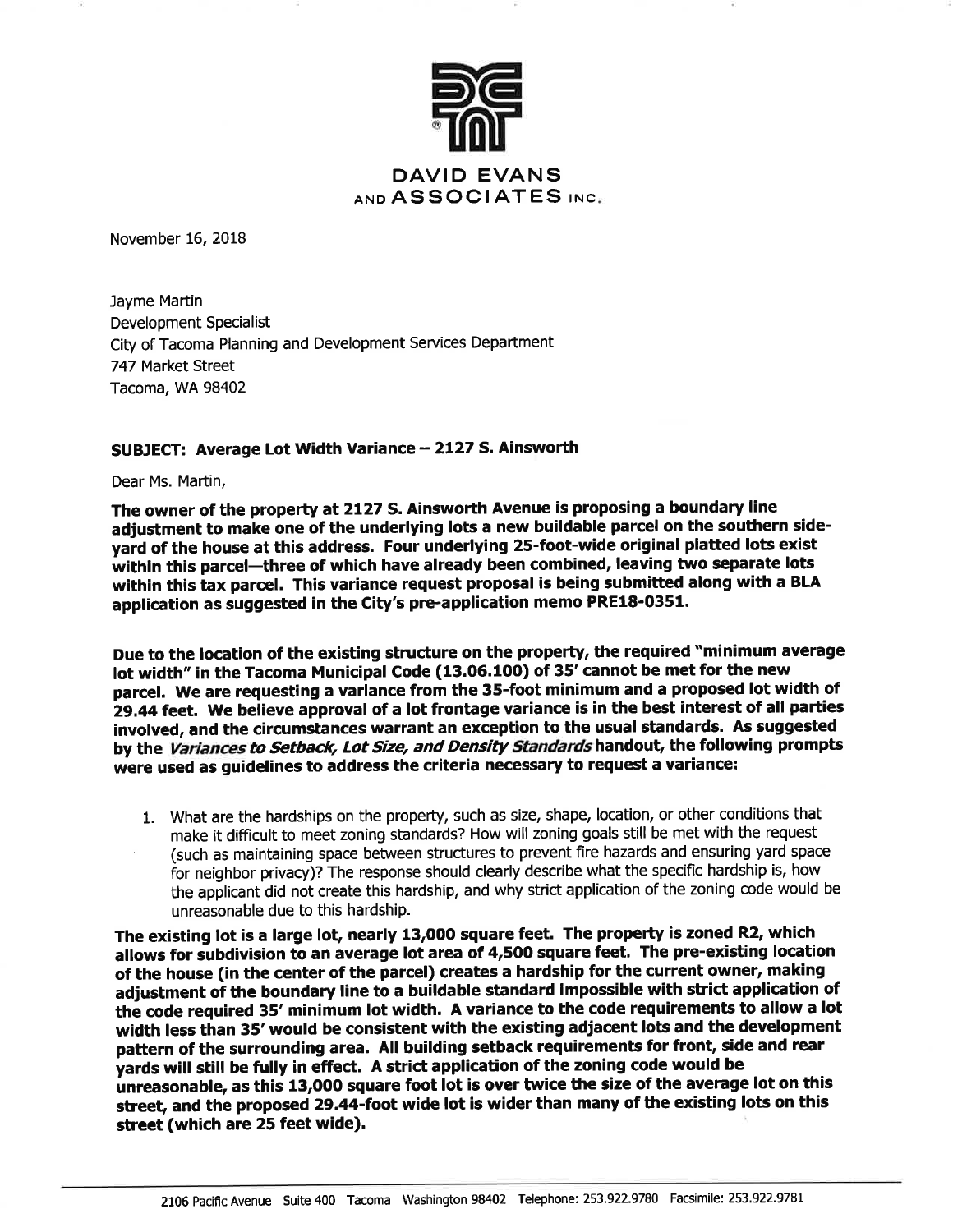**DAVID EVANS AND ASSOCIATES INC.**

November 16, 2018

Jayme Martin
Development Specialist
City of Tacoma Planning and Development Services Department
747 Market Street
Tacoma, WA 98402

**SUBJECT: Average Lot Width Variance – 2127 S. Ainsworth**

Dear Ms. Martin,

**The owner of the property at 2127 S. Ainsworth Avenue is proposing a boundary line adjustment to make one of the underlying lots a new buildable parcel on the southern side-yard of the house at this address. Four underlying 25-foot-wide original platted lots exist within this parcel—three of which have already been combined, leaving two separate lots within this tax parcel. This variance request proposal is being submitted along with a BLA application as suggested in the City's pre-application memo PRE18-0351.**

**Due to the location of the existing structure on the property, the required "minimum average lot width" in the Tacoma Municipal Code (13.06.100) of 35' cannot be met for the new parcel. We are requesting a variance from the 35-foot minimum and a proposed lot width of 29.44 feet. We believe approval of a lot frontage variance is in the best interest of all parties involved, and the circumstances warrant an exception to the usual standards. As suggested by the *Variances to Setback, Lot Size, and Density Standards* handout, the following prompts were used as guidelines to address the criteria necessary to request a variance:**

1. What are the hardships on the property, such as size, shape, location, or other conditions that make it difficult to meet zoning standards? How will zoning goals still be met with the request (such as maintaining space between structures to prevent fire hazards and ensuring yard space for neighbor privacy)? The response should clearly describe what the specific hardship is, how the applicant did not create this hardship, and why strict application of the zoning code would be unreasonable due to this hardship.

**The existing lot is a large lot, nearly 13,000 square feet. The property is zoned R2, which allows for subdivision to an average lot area of 4,500 square feet. The pre-existing location of the house (in the center of the parcel) creates a hardship for the current owner, making adjustment of the boundary line to a buildable standard impossible with strict application of the code required 35' minimum lot width. A variance to the code requirements to allow a lot width less than 35' would be consistent with the existing adjacent lots and the development pattern of the surrounding area. All building setback requirements for front, side and rear yards will still be fully in effect. A strict application of the zoning code would be unreasonable, as this 13,000 square foot lot is over twice the size of the average lot on this street, and the proposed 29.44-foot wide lot is wider than many of the existing lots on this street (which are 25 feet wide).**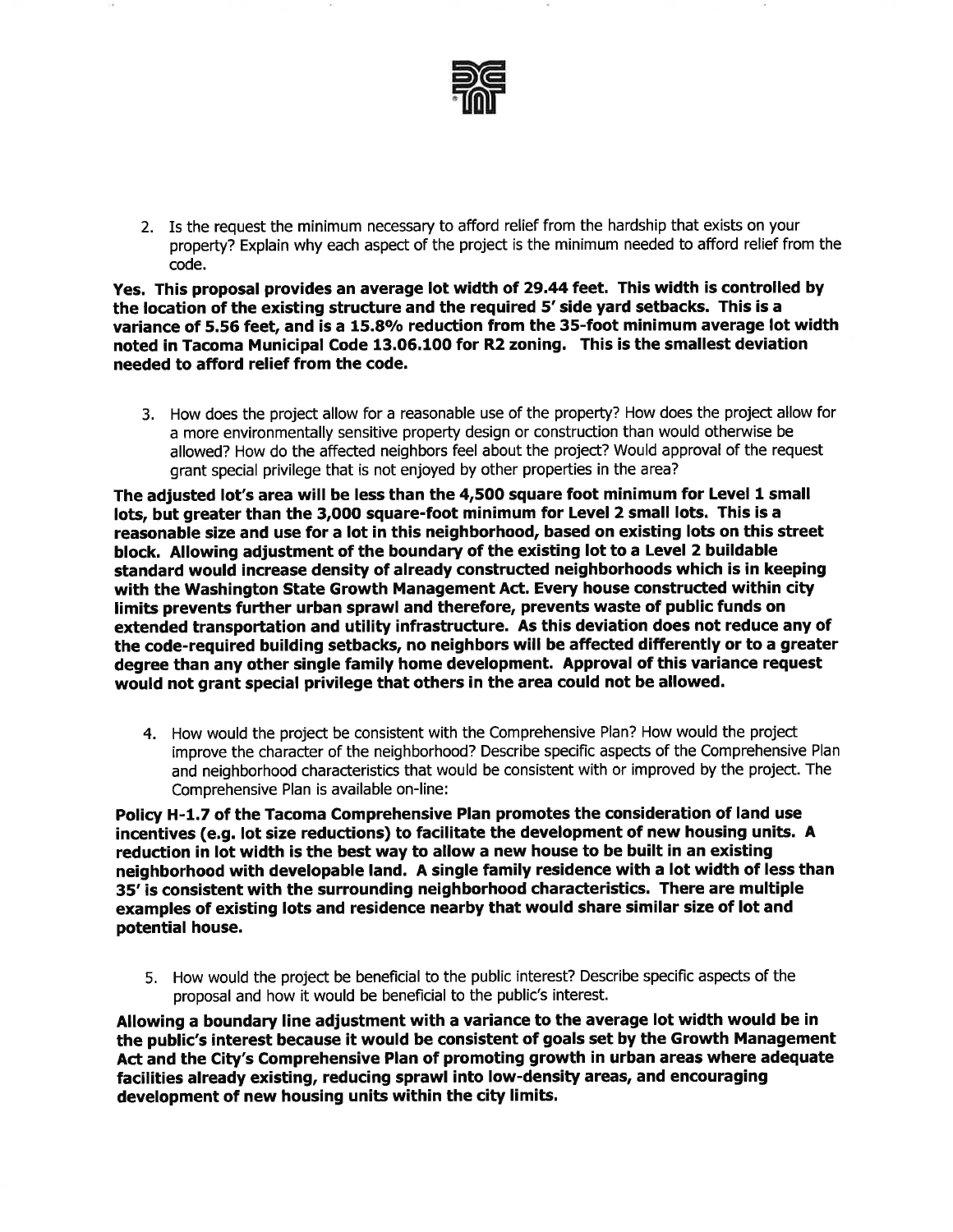2. Is the request the minimum necessary to afford relief from the hardship that exists on your property? Explain why each aspect of the project is the minimum needed to afford relief from the code.

**Yes. This proposal provides an average lot width of 29.44 feet. This width is controlled by the location of the existing structure and the required 5' side yard setbacks. This is a variance of 5.56 feet, and is a 15.8% reduction from the 35-foot minimum average lot width noted in Tacoma Municipal Code 13.06.100 for R2 zoning. This is the smallest deviation needed to afford relief from the code.**

3. How does the project allow for a reasonable use of the property? How does the project allow for a more environmentally sensitive property design or construction than would otherwise be allowed? How do the affected neighbors feel about the project? Would approval of the request grant special privilege that is not enjoyed by other properties in the area?

**The adjusted lot's area will be less than the 4,500 square foot minimum for Level 1 small lots, but greater than the 3,000 square-foot minimum for Level 2 small lots. This is a reasonable size and use for a lot in this neighborhood, based on existing lots on this street block. Allowing adjustment of the boundary of the existing lot to a Level 2 buildable standard would increase density of already constructed neighborhoods which is in keeping with the Washington State Growth Management Act. Every house constructed within city limits prevents further urban sprawl and therefore, prevents waste of public funds on extended transportation and utility infrastructure. As this deviation does not reduce any of the code-required building setbacks, no neighbors will be affected differently or to a greater degree than any other single family home development. Approval of this variance request would not grant special privilege that others in the area could not be allowed.**

4. How would the project be consistent with the Comprehensive Plan? How would the project improve the character of the neighborhood? Describe specific aspects of the Comprehensive Plan and neighborhood characteristics that would be consistent with or improved by the project. The Comprehensive Plan is available on-line:

**Policy H-1.7 of the Tacoma Comprehensive Plan promotes the consideration of land use incentives (e.g. lot size reductions) to facilitate the development of new housing units. A reduction in lot width is the best way to allow a new house to be built in an existing neighborhood with developable land. A single family residence with a lot width of less than 35' is consistent with the surrounding neighborhood characteristics. There are multiple examples of existing lots and residence nearby that would share similar size of lot and potential house.**

5. How would the project be beneficial to the public interest? Describe specific aspects of the proposal and how it would be beneficial to the public's interest.

**Allowing a boundary line adjustment with a variance to the average lot width would be in the public's interest because it would be consistent of goals set by the Growth Management Act and the City's Comprehensive Plan of promoting growth in urban areas where adequate facilities already existing, reducing sprawl into low-density areas, and encouraging development of new housing units within the city limits.**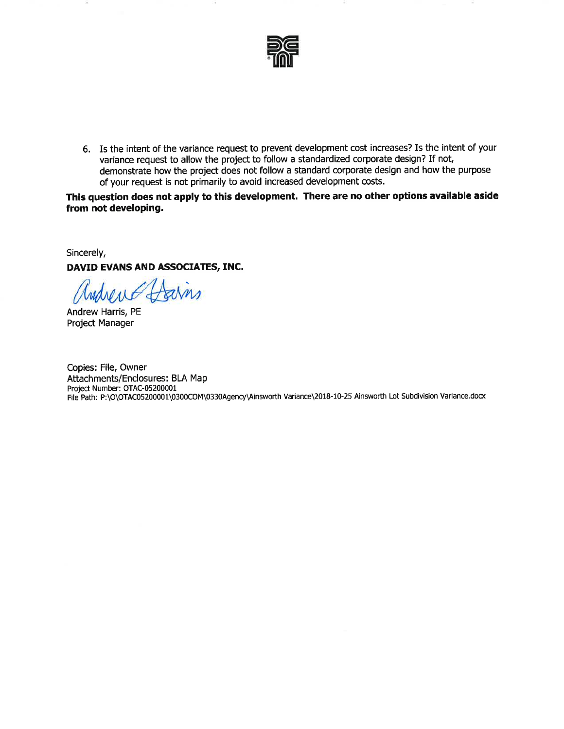6. Is the intent of the variance request to prevent development cost increases? Is the intent of your variance request to allow the project to follow a standardized corporate design? If not, demonstrate how the project does not follow a standard corporate design and how the purpose of your request is not primarily to avoid increased development costs.

**This question does not apply to this development. There are no other options available aside from not developing.**

Sincerely,

**DAVID EVANS AND ASSOCIATES, INC.**

Andrew Harris, PE
Project Manager

Copies: File, Owner
Attachments/Enclosures: BLA Map
Project Number: OTAC-05200001
File Path: P:\O\OTAC05200001\0300COM\0330Agency\Ainsworth Variance\2018-10-25 Ainsworth Lot Subdivision Variance.docx